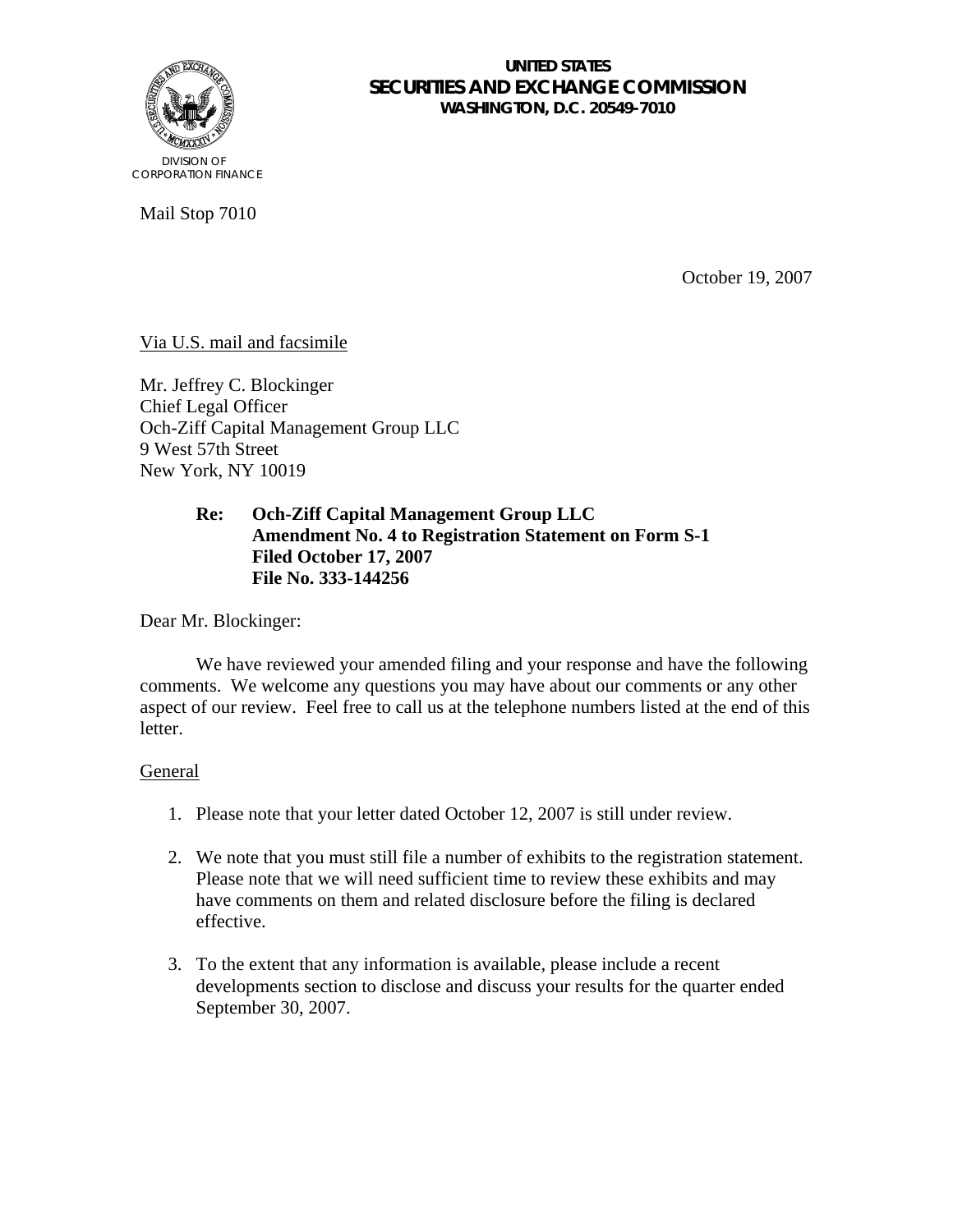UNITED STATES
**SECURITIES AND EXCHANGE COMMISSION**
WASHINGTON, D.C. 20549-7010

DIVISION OF
CORPORATION FINANCE

Mail Stop 7010

October 19, 2007

Via U.S. mail and facsimile

Mr. Jeffrey C. Blockinger
Chief Legal Officer
Och-Ziff Capital Management Group LLC
9 West 57th Street
New York, NY 10019

**Re: Och-Ziff Capital Management Group LLC**
**Amendment No. 4 to Registration Statement on Form S-1**
**Filed October 17, 2007**
**File No. 333-144256**

Dear Mr. Blockinger:

We have reviewed your amended filing and your response and have the following comments. We welcome any questions you may have about our comments or any other aspect of our review. Feel free to call us at the telephone numbers listed at the end of this letter.

General

1. Please note that your letter dated October 12, 2007 is still under review.

2. We note that you must still file a number of exhibits to the registration statement. Please note that we will need sufficient time to review these exhibits and may have comments on them and related disclosure before the filing is declared effective.

3. To the extent that any information is available, please include a recent developments section to disclose and discuss your results for the quarter ended September 30, 2007.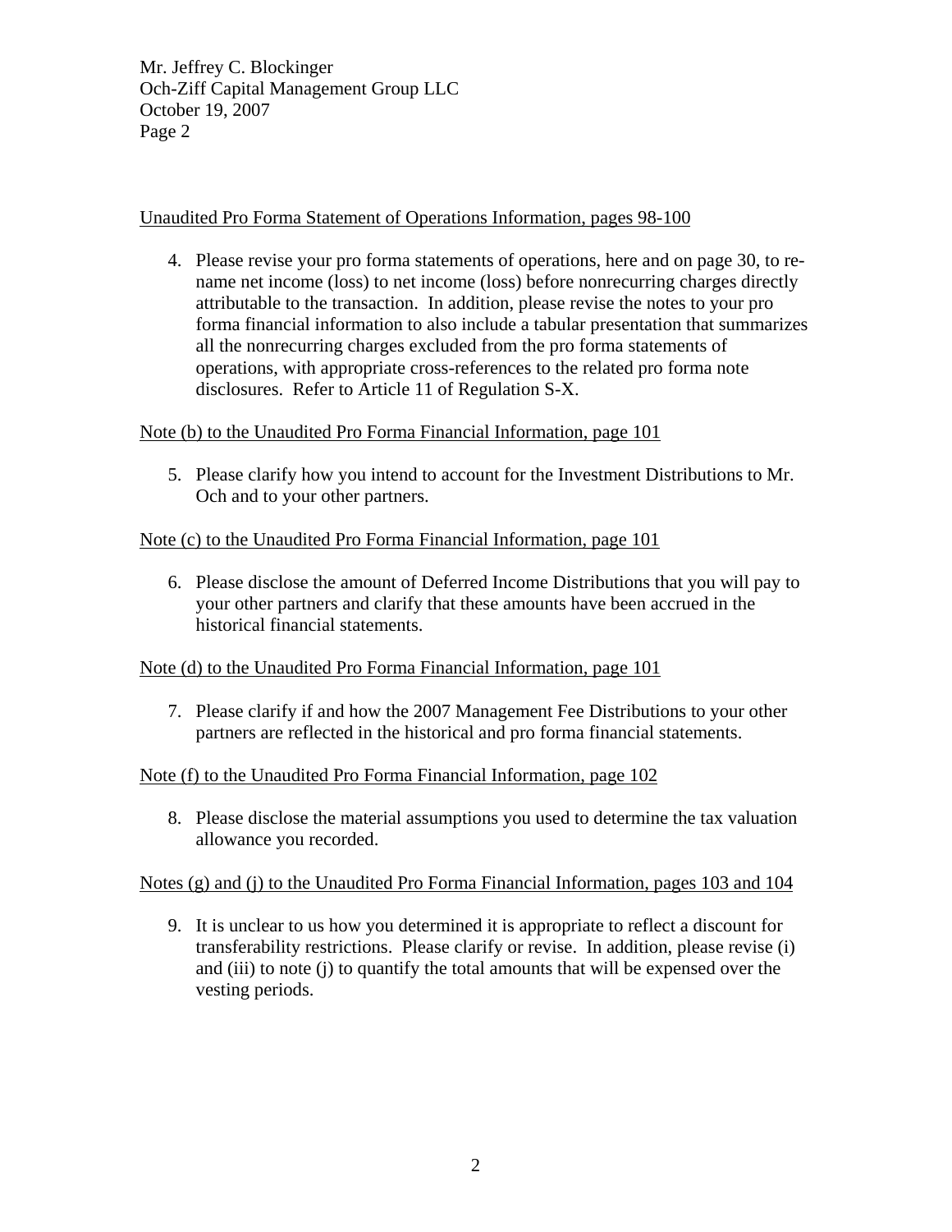Unaudited Pro Forma Statement of Operations Information, pages 98-100

4. Please revise your pro forma statements of operations, here and on page 30, to re-name net income (loss) to net income (loss) before nonrecurring charges directly attributable to the transaction. In addition, please revise the notes to your pro forma financial information to also include a tabular presentation that summarizes all the nonrecurring charges excluded from the pro forma statements of operations, with appropriate cross-references to the related pro forma note disclosures. Refer to Article 11 of Regulation S-X.

Note (b) to the Unaudited Pro Forma Financial Information, page 101

5. Please clarify how you intend to account for the Investment Distributions to Mr. Och and to your other partners.

Note (c) to the Unaudited Pro Forma Financial Information, page 101

6. Please disclose the amount of Deferred Income Distributions that you will pay to your other partners and clarify that these amounts have been accrued in the historical financial statements.

Note (d) to the Unaudited Pro Forma Financial Information, page 101

7. Please clarify if and how the 2007 Management Fee Distributions to your other partners are reflected in the historical and pro forma financial statements.

Note (f) to the Unaudited Pro Forma Financial Information, page 102

8. Please disclose the material assumptions you used to determine the tax valuation allowance you recorded.

Notes (g) and (j) to the Unaudited Pro Forma Financial Information, pages 103 and 104

9. It is unclear to us how you determined it is appropriate to reflect a discount for transferability restrictions. Please clarify or revise. In addition, please revise (i) and (iii) to note (j) to quantify the total amounts that will be expensed over the vesting periods.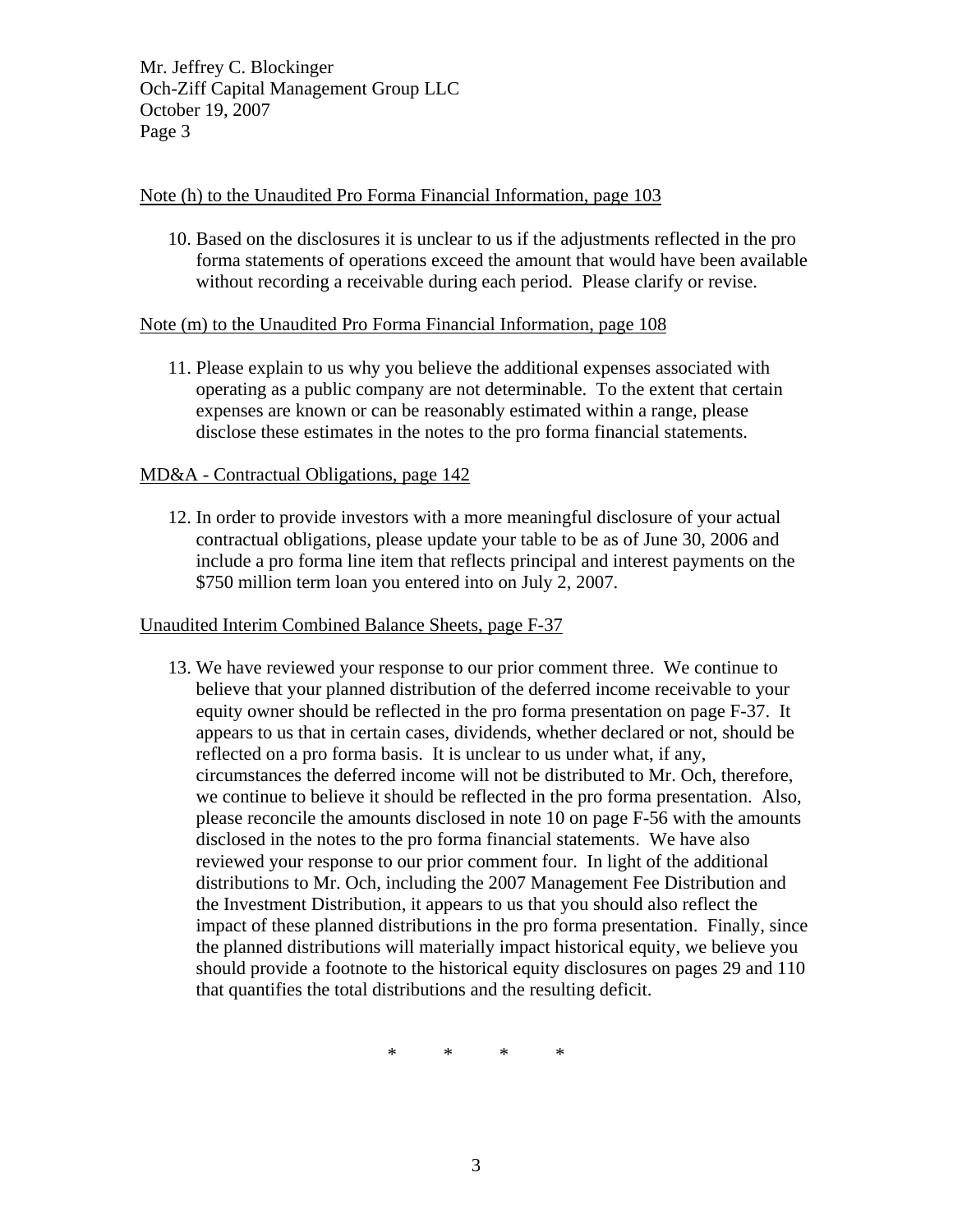Note (h) to the Unaudited Pro Forma Financial Information, page 103

10. Based on the disclosures it is unclear to us if the adjustments reflected in the pro forma statements of operations exceed the amount that would have been available without recording a receivable during each period. Please clarify or revise.

Note (m) to the Unaudited Pro Forma Financial Information, page 108

11. Please explain to us why you believe the additional expenses associated with operating as a public company are not determinable. To the extent that certain expenses are known or can be reasonably estimated within a range, please disclose these estimates in the notes to the pro forma financial statements.

MD&A - Contractual Obligations, page 142

12. In order to provide investors with a more meaningful disclosure of your actual contractual obligations, please update your table to be as of June 30, 2006 and include a pro forma line item that reflects principal and interest payments on the $750 million term loan you entered into on July 2, 2007.

Unaudited Interim Combined Balance Sheets, page F-37

13. We have reviewed your response to our prior comment three. We continue to believe that your planned distribution of the deferred income receivable to your equity owner should be reflected in the pro forma presentation on page F-37. It appears to us that in certain cases, dividends, whether declared or not, should be reflected on a pro forma basis. It is unclear to us under what, if any, circumstances the deferred income will not be distributed to Mr. Och, therefore, we continue to believe it should be reflected in the pro forma presentation. Also, please reconcile the amounts disclosed in note 10 on page F-56 with the amounts disclosed in the notes to the pro forma financial statements. We have also reviewed your response to our prior comment four. In light of the additional distributions to Mr. Och, including the 2007 Management Fee Distribution and the Investment Distribution, it appears to us that you should also reflect the impact of these planned distributions in the pro forma presentation. Finally, since the planned distributions will materially impact historical equity, we believe you should provide a footnote to the historical equity disclosures on pages 29 and 110 that quantifies the total distributions and the resulting deficit.

\* \* \* \*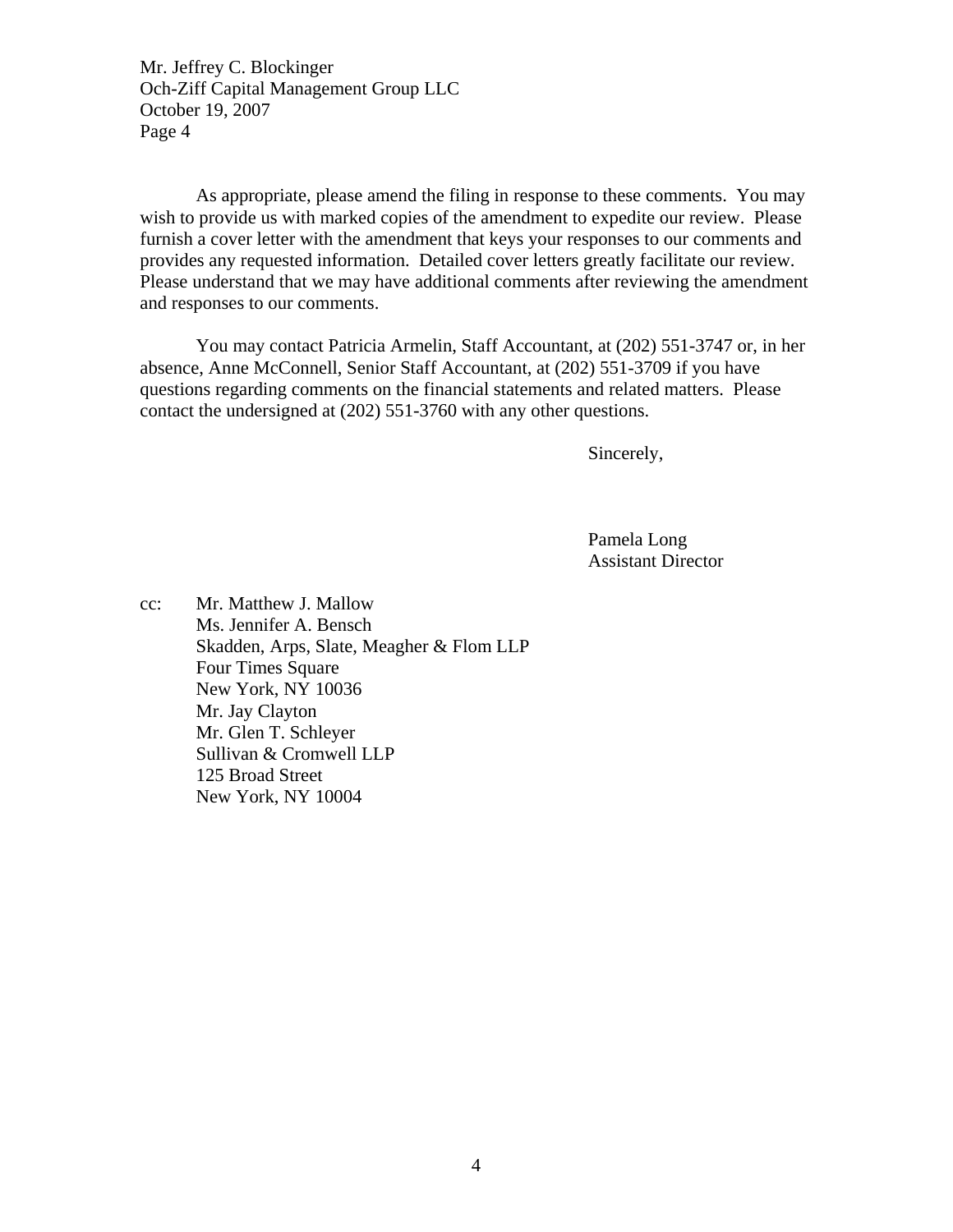As appropriate, please amend the filing in response to these comments. You may wish to provide us with marked copies of the amendment to expedite our review. Please furnish a cover letter with the amendment that keys your responses to our comments and provides any requested information. Detailed cover letters greatly facilitate our review. Please understand that we may have additional comments after reviewing the amendment and responses to our comments.

You may contact Patricia Armelin, Staff Accountant, at (202) 551-3747 or, in her absence, Anne McConnell, Senior Staff Accountant, at (202) 551-3709 if you have questions regarding comments on the financial statements and related matters. Please contact the undersigned at (202) 551-3760 with any other questions.

Sincerely,

Pamela Long
Assistant Director

cc: Mr. Matthew J. Mallow
Ms. Jennifer A. Bensch
Skadden, Arps, Slate, Meagher & Flom LLP
Four Times Square
New York, NY 10036
Mr. Jay Clayton
Mr. Glen T. Schleyer
Sullivan & Cromwell LLP
125 Broad Street
New York, NY 10004